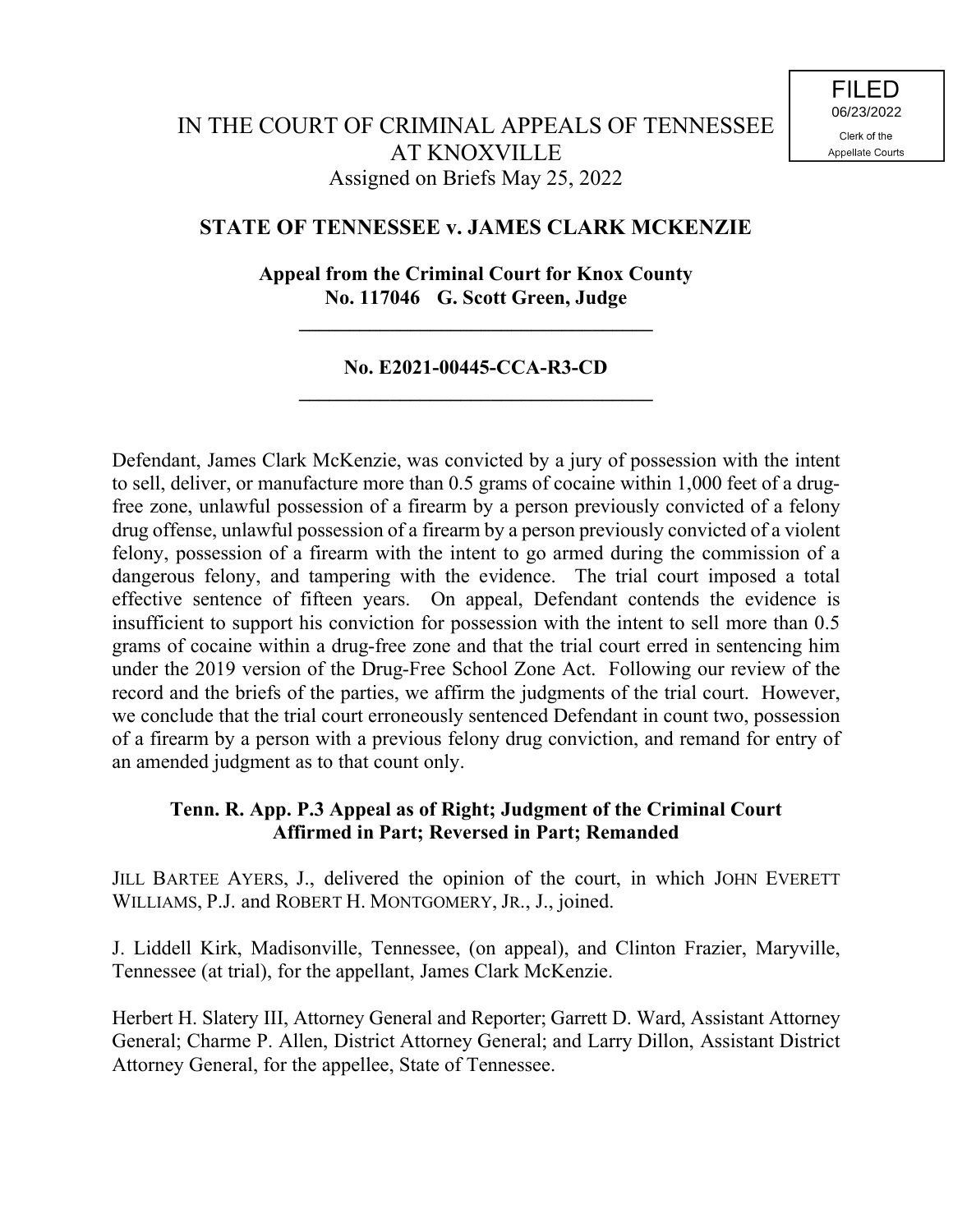FILED
06/23/2022
Clerk of the
Appellate Courts

# IN THE COURT OF CRIMINAL APPEALS OF TENNESSEE AT KNOXVILLE

Assigned on Briefs May 25, 2022

## STATE OF TENNESSEE v. JAMES CLARK MCKENZIE

**Appeal from the Criminal Court for Knox County**
**No. 117046 G. Scott Green, Judge**

---

**No. E2021-00445-CCA-R3-CD**

---

Defendant, James Clark McKenzie, was convicted by a jury of possession with the intent to sell, deliver, or manufacture more than 0.5 grams of cocaine within 1,000 feet of a drug-free zone, unlawful possession of a firearm by a person previously convicted of a felony drug offense, unlawful possession of a firearm by a person previously convicted of a violent felony, possession of a firearm with the intent to go armed during the commission of a dangerous felony, and tampering with the evidence. The trial court imposed a total effective sentence of fifteen years. On appeal, Defendant contends the evidence is insufficient to support his conviction for possession with the intent to sell more than 0.5 grams of cocaine within a drug-free zone and that the trial court erred in sentencing him under the 2019 version of the Drug-Free School Zone Act. Following our review of the record and the briefs of the parties, we affirm the judgments of the trial court. However, we conclude that the trial court erroneously sentenced Defendant in count two, possession of a firearm by a person with a previous felony drug conviction, and remand for entry of an amended judgment as to that count only.

**Tenn. R. App. P.3 Appeal as of Right; Judgment of the Criminal Court Affirmed in Part; Reversed in Part; Remanded**

JILL BARTEE AYERS, J., delivered the opinion of the court, in which JOHN EVERETT WILLIAMS, P.J. and ROBERT H. MONTGOMERY, JR., J., joined.

J. Liddell Kirk, Madisonville, Tennessee, (on appeal), and Clinton Frazier, Maryville, Tennessee (at trial), for the appellant, James Clark McKenzie.

Herbert H. Slatery III, Attorney General and Reporter; Garrett D. Ward, Assistant Attorney General; Charme P. Allen, District Attorney General; and Larry Dillon, Assistant District Attorney General, for the appellee, State of Tennessee.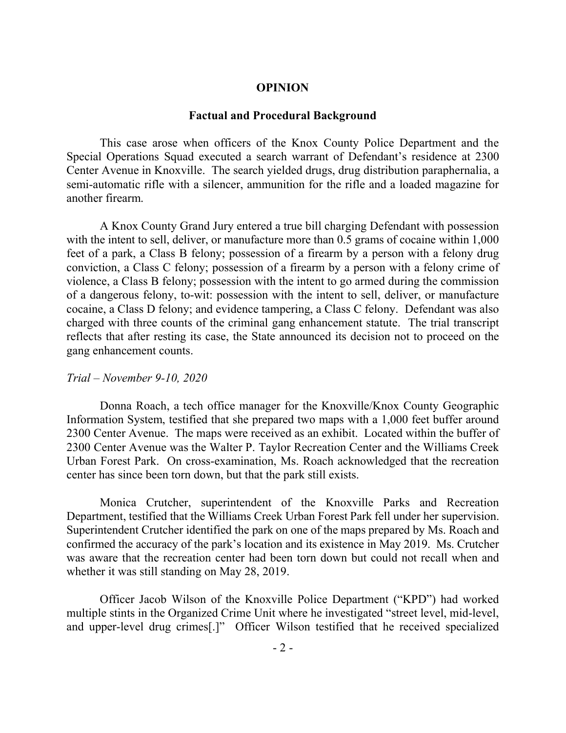## OPINION

### Factual and Procedural Background

This case arose when officers of the Knox County Police Department and the Special Operations Squad executed a search warrant of Defendant's residence at 2300 Center Avenue in Knoxville. The search yielded drugs, drug distribution paraphernalia, a semi-automatic rifle with a silencer, ammunition for the rifle and a loaded magazine for another firearm.

A Knox County Grand Jury entered a true bill charging Defendant with possession with the intent to sell, deliver, or manufacture more than 0.5 grams of cocaine within 1,000 feet of a park, a Class B felony; possession of a firearm by a person with a felony drug conviction, a Class C felony; possession of a firearm by a person with a felony crime of violence, a Class B felony; possession with the intent to go armed during the commission of a dangerous felony, to-wit: possession with the intent to sell, deliver, or manufacture cocaine, a Class D felony; and evidence tampering, a Class C felony. Defendant was also charged with three counts of the criminal gang enhancement statute. The trial transcript reflects that after resting its case, the State announced its decision not to proceed on the gang enhancement counts.

*Trial – November 9-10, 2020*

Donna Roach, a tech office manager for the Knoxville/Knox County Geographic Information System, testified that she prepared two maps with a 1,000 feet buffer around 2300 Center Avenue. The maps were received as an exhibit. Located within the buffer of 2300 Center Avenue was the Walter P. Taylor Recreation Center and the Williams Creek Urban Forest Park. On cross-examination, Ms. Roach acknowledged that the recreation center has since been torn down, but that the park still exists.

Monica Crutcher, superintendent of the Knoxville Parks and Recreation Department, testified that the Williams Creek Urban Forest Park fell under her supervision. Superintendent Crutcher identified the park on one of the maps prepared by Ms. Roach and confirmed the accuracy of the park's location and its existence in May 2019. Ms. Crutcher was aware that the recreation center had been torn down but could not recall when and whether it was still standing on May 28, 2019.

Officer Jacob Wilson of the Knoxville Police Department ("KPD") had worked multiple stints in the Organized Crime Unit where he investigated "street level, mid-level, and upper-level drug crimes[.]" Officer Wilson testified that he received specialized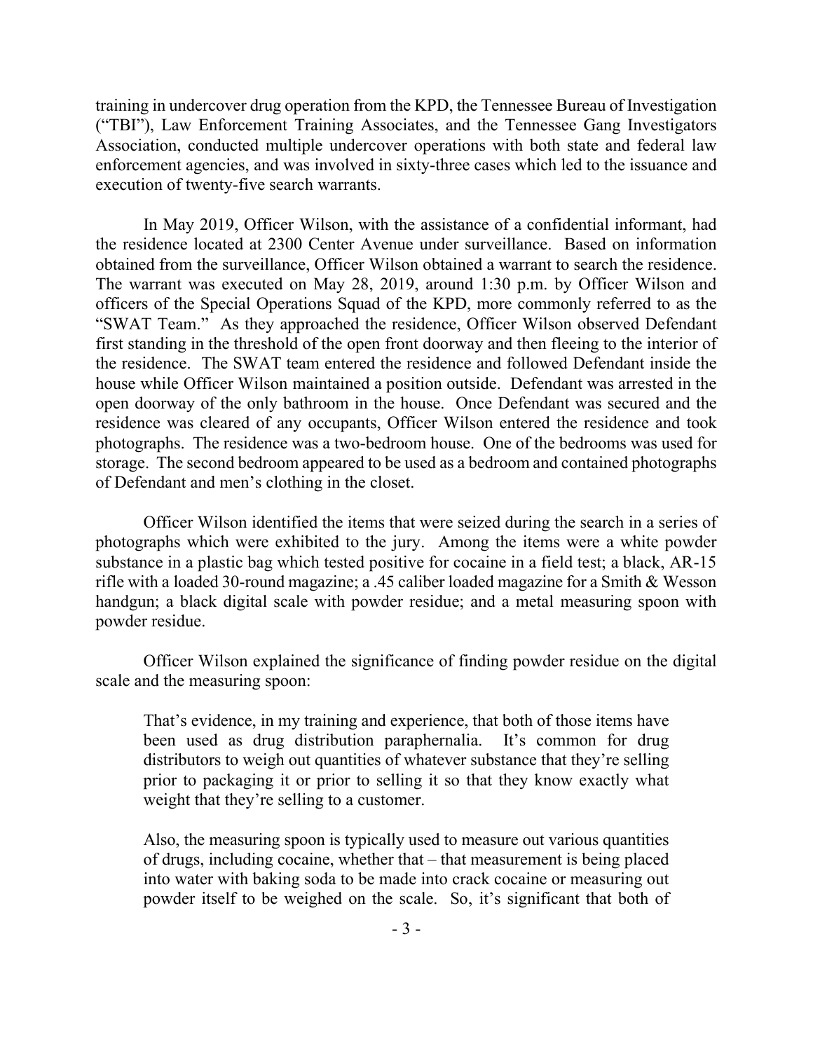training in undercover drug operation from the KPD, the Tennessee Bureau of Investigation ("TBI"), Law Enforcement Training Associates, and the Tennessee Gang Investigators Association, conducted multiple undercover operations with both state and federal law enforcement agencies, and was involved in sixty-three cases which led to the issuance and execution of twenty-five search warrants.

In May 2019, Officer Wilson, with the assistance of a confidential informant, had the residence located at 2300 Center Avenue under surveillance. Based on information obtained from the surveillance, Officer Wilson obtained a warrant to search the residence. The warrant was executed on May 28, 2019, around 1:30 p.m. by Officer Wilson and officers of the Special Operations Squad of the KPD, more commonly referred to as the "SWAT Team." As they approached the residence, Officer Wilson observed Defendant first standing in the threshold of the open front doorway and then fleeing to the interior of the residence. The SWAT team entered the residence and followed Defendant inside the house while Officer Wilson maintained a position outside. Defendant was arrested in the open doorway of the only bathroom in the house. Once Defendant was secured and the residence was cleared of any occupants, Officer Wilson entered the residence and took photographs. The residence was a two-bedroom house. One of the bedrooms was used for storage. The second bedroom appeared to be used as a bedroom and contained photographs of Defendant and men's clothing in the closet.

Officer Wilson identified the items that were seized during the search in a series of photographs which were exhibited to the jury. Among the items were a white powder substance in a plastic bag which tested positive for cocaine in a field test; a black, AR-15 rifle with a loaded 30-round magazine; a .45 caliber loaded magazine for a Smith & Wesson handgun; a black digital scale with powder residue; and a metal measuring spoon with powder residue.

Officer Wilson explained the significance of finding powder residue on the digital scale and the measuring spoon:

> That's evidence, in my training and experience, that both of those items have been used as drug distribution paraphernalia. It's common for drug distributors to weigh out quantities of whatever substance that they're selling prior to packaging it or prior to selling it so that they know exactly what weight that they're selling to a customer.
>
> Also, the measuring spoon is typically used to measure out various quantities of drugs, including cocaine, whether that – that measurement is being placed into water with baking soda to be made into crack cocaine or measuring out powder itself to be weighed on the scale. So, it's significant that both of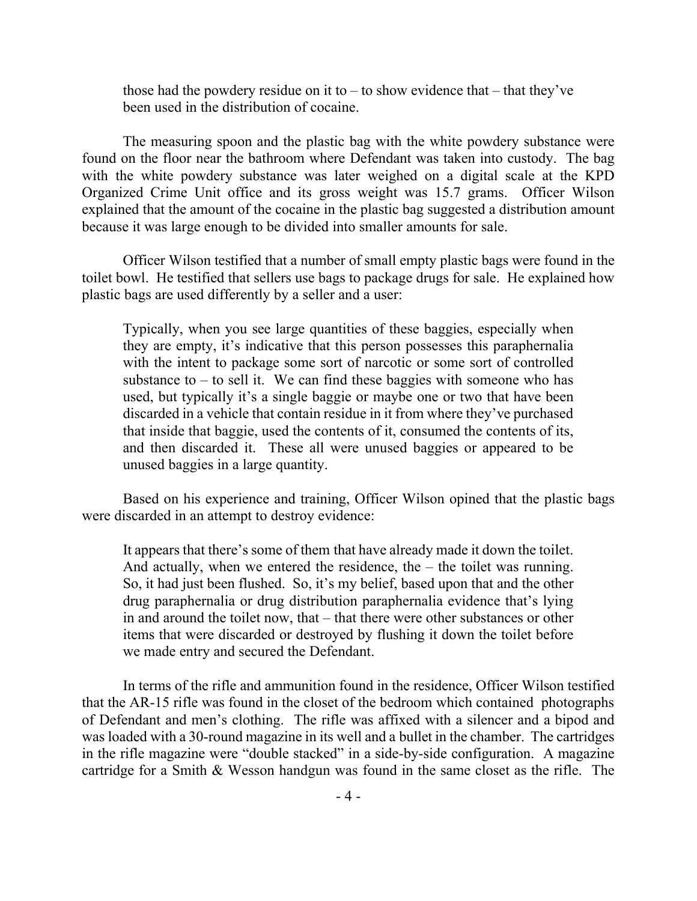> those had the powdery residue on it to – to show evidence that – that they've been used in the distribution of cocaine.

The measuring spoon and the plastic bag with the white powdery substance were found on the floor near the bathroom where Defendant was taken into custody. The bag with the white powdery substance was later weighed on a digital scale at the KPD Organized Crime Unit office and its gross weight was 15.7 grams. Officer Wilson explained that the amount of the cocaine in the plastic bag suggested a distribution amount because it was large enough to be divided into smaller amounts for sale.

Officer Wilson testified that a number of small empty plastic bags were found in the toilet bowl. He testified that sellers use bags to package drugs for sale. He explained how plastic bags are used differently by a seller and a user:

> Typically, when you see large quantities of these baggies, especially when they are empty, it's indicative that this person possesses this paraphernalia with the intent to package some sort of narcotic or some sort of controlled substance to – to sell it. We can find these baggies with someone who has used, but typically it's a single baggie or maybe one or two that have been discarded in a vehicle that contain residue in it from where they've purchased that inside that baggie, used the contents of it, consumed the contents of its, and then discarded it. These all were unused baggies or appeared to be unused baggies in a large quantity.

Based on his experience and training, Officer Wilson opined that the plastic bags were discarded in an attempt to destroy evidence:

> It appears that there's some of them that have already made it down the toilet. And actually, when we entered the residence, the – the toilet was running. So, it had just been flushed. So, it's my belief, based upon that and the other drug paraphernalia or drug distribution paraphernalia evidence that's lying in and around the toilet now, that – that there were other substances or other items that were discarded or destroyed by flushing it down the toilet before we made entry and secured the Defendant.

In terms of the rifle and ammunition found in the residence, Officer Wilson testified that the AR-15 rifle was found in the closet of the bedroom which contained photographs of Defendant and men's clothing. The rifle was affixed with a silencer and a bipod and was loaded with a 30-round magazine in its well and a bullet in the chamber. The cartridges in the rifle magazine were "double stacked" in a side-by-side configuration. A magazine cartridge for a Smith & Wesson handgun was found in the same closet as the rifle. The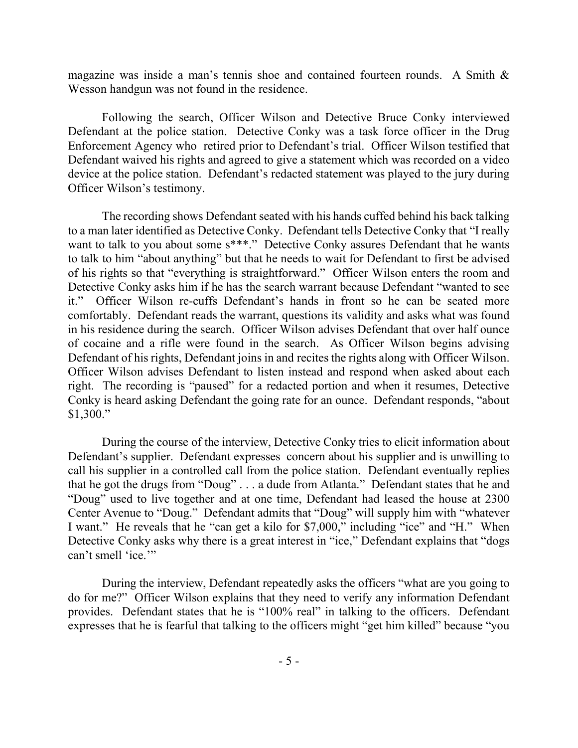magazine was inside a man's tennis shoe and contained fourteen rounds. A Smith & Wesson handgun was not found in the residence.

Following the search, Officer Wilson and Detective Bruce Conky interviewed Defendant at the police station. Detective Conky was a task force officer in the Drug Enforcement Agency who retired prior to Defendant's trial. Officer Wilson testified that Defendant waived his rights and agreed to give a statement which was recorded on a video device at the police station. Defendant's redacted statement was played to the jury during Officer Wilson's testimony.

The recording shows Defendant seated with his hands cuffed behind his back talking to a man later identified as Detective Conky. Defendant tells Detective Conky that "I really want to talk to you about some s***." Detective Conky assures Defendant that he wants to talk to him "about anything" but that he needs to wait for Defendant to first be advised of his rights so that "everything is straightforward." Officer Wilson enters the room and Detective Conky asks him if he has the search warrant because Defendant "wanted to see it." Officer Wilson re-cuffs Defendant's hands in front so he can be seated more comfortably. Defendant reads the warrant, questions its validity and asks what was found in his residence during the search. Officer Wilson advises Defendant that over half ounce of cocaine and a rifle were found in the search. As Officer Wilson begins advising Defendant of his rights, Defendant joins in and recites the rights along with Officer Wilson. Officer Wilson advises Defendant to listen instead and respond when asked about each right. The recording is "paused" for a redacted portion and when it resumes, Detective Conky is heard asking Defendant the going rate for an ounce. Defendant responds, "about $1,300."

During the course of the interview, Detective Conky tries to elicit information about Defendant's supplier. Defendant expresses concern about his supplier and is unwilling to call his supplier in a controlled call from the police station. Defendant eventually replies that he got the drugs from "Doug" . . . a dude from Atlanta." Defendant states that he and "Doug" used to live together and at one time, Defendant had leased the house at 2300 Center Avenue to "Doug." Defendant admits that "Doug" will supply him with "whatever I want." He reveals that he "can get a kilo for $7,000," including "ice" and "H." When Detective Conky asks why there is a great interest in "ice," Defendant explains that "dogs can't smell 'ice.'"

During the interview, Defendant repeatedly asks the officers "what are you going to do for me?" Officer Wilson explains that they need to verify any information Defendant provides. Defendant states that he is "100% real" in talking to the officers. Defendant expresses that he is fearful that talking to the officers might "get him killed" because "you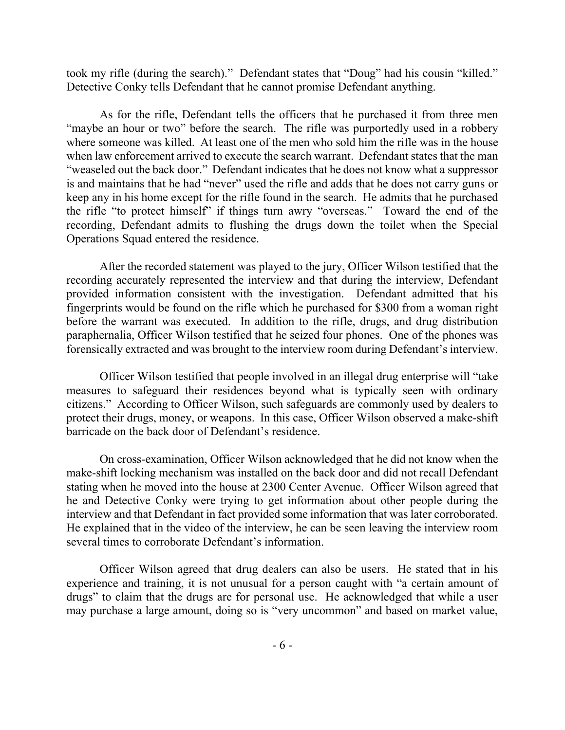took my rifle (during the search)." Defendant states that "Doug" had his cousin "killed." Detective Conky tells Defendant that he cannot promise Defendant anything.

As for the rifle, Defendant tells the officers that he purchased it from three men "maybe an hour or two" before the search. The rifle was purportedly used in a robbery where someone was killed. At least one of the men who sold him the rifle was in the house when law enforcement arrived to execute the search warrant. Defendant states that the man "weaseled out the back door." Defendant indicates that he does not know what a suppressor is and maintains that he had "never" used the rifle and adds that he does not carry guns or keep any in his home except for the rifle found in the search. He admits that he purchased the rifle "to protect himself" if things turn awry "overseas." Toward the end of the recording, Defendant admits to flushing the drugs down the toilet when the Special Operations Squad entered the residence.

After the recorded statement was played to the jury, Officer Wilson testified that the recording accurately represented the interview and that during the interview, Defendant provided information consistent with the investigation. Defendant admitted that his fingerprints would be found on the rifle which he purchased for $300 from a woman right before the warrant was executed. In addition to the rifle, drugs, and drug distribution paraphernalia, Officer Wilson testified that he seized four phones. One of the phones was forensically extracted and was brought to the interview room during Defendant's interview.

Officer Wilson testified that people involved in an illegal drug enterprise will "take measures to safeguard their residences beyond what is typically seen with ordinary citizens." According to Officer Wilson, such safeguards are commonly used by dealers to protect their drugs, money, or weapons. In this case, Officer Wilson observed a make-shift barricade on the back door of Defendant's residence.

On cross-examination, Officer Wilson acknowledged that he did not know when the make-shift locking mechanism was installed on the back door and did not recall Defendant stating when he moved into the house at 2300 Center Avenue. Officer Wilson agreed that he and Detective Conky were trying to get information about other people during the interview and that Defendant in fact provided some information that was later corroborated. He explained that in the video of the interview, he can be seen leaving the interview room several times to corroborate Defendant's information.

Officer Wilson agreed that drug dealers can also be users. He stated that in his experience and training, it is not unusual for a person caught with "a certain amount of drugs" to claim that the drugs are for personal use. He acknowledged that while a user may purchase a large amount, doing so is "very uncommon" and based on market value,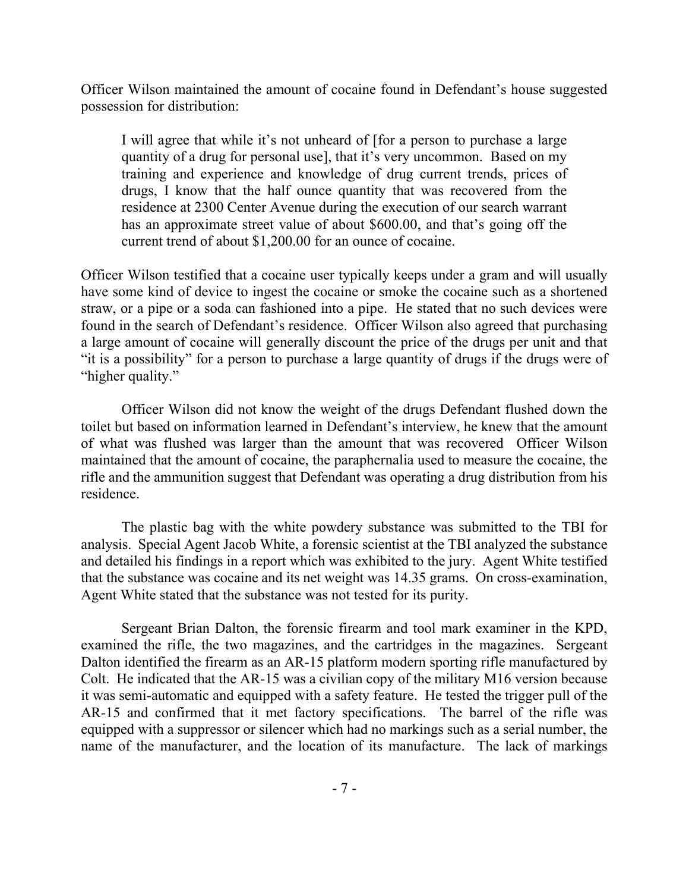Officer Wilson maintained the amount of cocaine found in Defendant's house suggested possession for distribution:

> I will agree that while it's not unheard of [for a person to purchase a large quantity of a drug for personal use], that it's very uncommon. Based on my training and experience and knowledge of drug current trends, prices of drugs, I know that the half ounce quantity that was recovered from the residence at 2300 Center Avenue during the execution of our search warrant has an approximate street value of about $600.00, and that's going off the current trend of about $1,200.00 for an ounce of cocaine.

Officer Wilson testified that a cocaine user typically keeps under a gram and will usually have some kind of device to ingest the cocaine or smoke the cocaine such as a shortened straw, or a pipe or a soda can fashioned into a pipe. He stated that no such devices were found in the search of Defendant's residence. Officer Wilson also agreed that purchasing a large amount of cocaine will generally discount the price of the drugs per unit and that "it is a possibility" for a person to purchase a large quantity of drugs if the drugs were of "higher quality."

Officer Wilson did not know the weight of the drugs Defendant flushed down the toilet but based on information learned in Defendant's interview, he knew that the amount of what was flushed was larger than the amount that was recovered Officer Wilson maintained that the amount of cocaine, the paraphernalia used to measure the cocaine, the rifle and the ammunition suggest that Defendant was operating a drug distribution from his residence.

The plastic bag with the white powdery substance was submitted to the TBI for analysis. Special Agent Jacob White, a forensic scientist at the TBI analyzed the substance and detailed his findings in a report which was exhibited to the jury. Agent White testified that the substance was cocaine and its net weight was 14.35 grams. On cross-examination, Agent White stated that the substance was not tested for its purity.

Sergeant Brian Dalton, the forensic firearm and tool mark examiner in the KPD, examined the rifle, the two magazines, and the cartridges in the magazines. Sergeant Dalton identified the firearm as an AR-15 platform modern sporting rifle manufactured by Colt. He indicated that the AR-15 was a civilian copy of the military M16 version because it was semi-automatic and equipped with a safety feature. He tested the trigger pull of the AR-15 and confirmed that it met factory specifications. The barrel of the rifle was equipped with a suppressor or silencer which had no markings such as a serial number, the name of the manufacturer, and the location of its manufacture. The lack of markings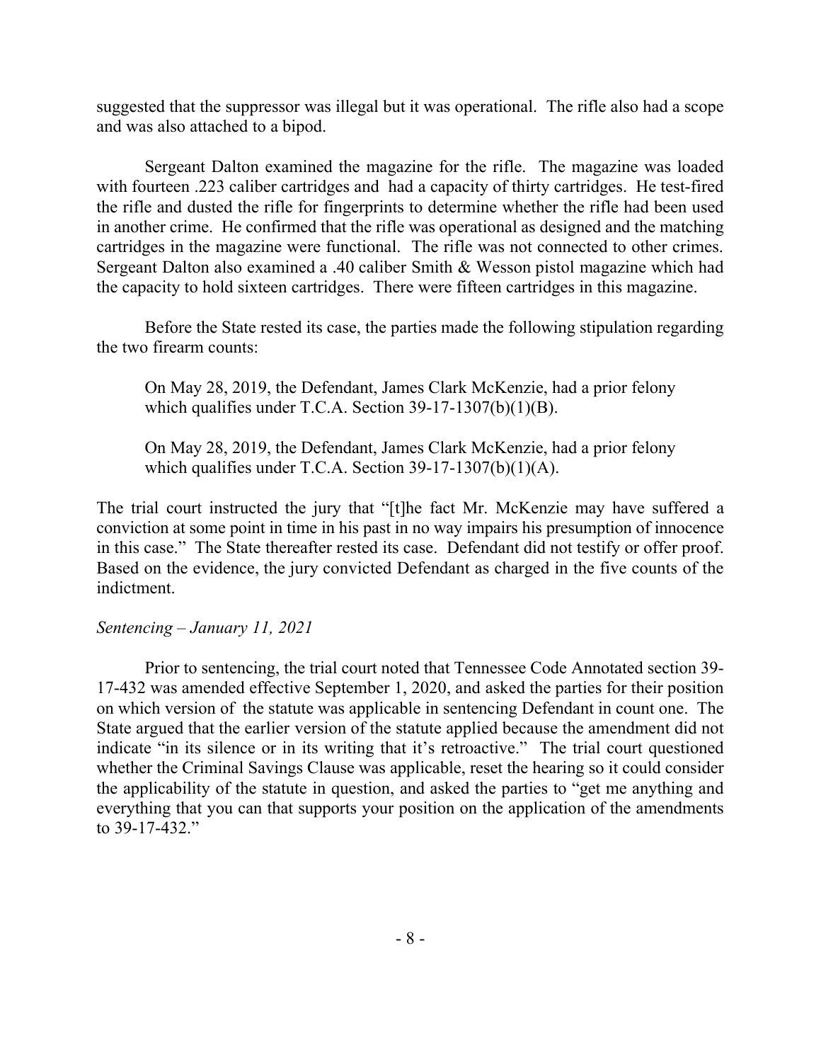suggested that the suppressor was illegal but it was operational. The rifle also had a scope and was also attached to a bipod.

Sergeant Dalton examined the magazine for the rifle. The magazine was loaded with fourteen .223 caliber cartridges and had a capacity of thirty cartridges. He test-fired the rifle and dusted the rifle for fingerprints to determine whether the rifle had been used in another crime. He confirmed that the rifle was operational as designed and the matching cartridges in the magazine were functional. The rifle was not connected to other crimes. Sergeant Dalton also examined a .40 caliber Smith & Wesson pistol magazine which had the capacity to hold sixteen cartridges. There were fifteen cartridges in this magazine.

Before the State rested its case, the parties made the following stipulation regarding the two firearm counts:

> On May 28, 2019, the Defendant, James Clark McKenzie, had a prior felony which qualifies under T.C.A. Section 39-17-1307(b)(1)(B).
>
> On May 28, 2019, the Defendant, James Clark McKenzie, had a prior felony which qualifies under T.C.A. Section 39-17-1307(b)(1)(A).

The trial court instructed the jury that "[t]he fact Mr. McKenzie may have suffered a conviction at some point in time in his past in no way impairs his presumption of innocence in this case." The State thereafter rested its case. Defendant did not testify or offer proof. Based on the evidence, the jury convicted Defendant as charged in the five counts of the indictment.

*Sentencing – January 11, 2021*

Prior to sentencing, the trial court noted that Tennessee Code Annotated section 39-17-432 was amended effective September 1, 2020, and asked the parties for their position on which version of the statute was applicable in sentencing Defendant in count one. The State argued that the earlier version of the statute applied because the amendment did not indicate "in its silence or in its writing that it's retroactive." The trial court questioned whether the Criminal Savings Clause was applicable, reset the hearing so it could consider the applicability of the statute in question, and asked the parties to "get me anything and everything that you can that supports your position on the application of the amendments to 39-17-432."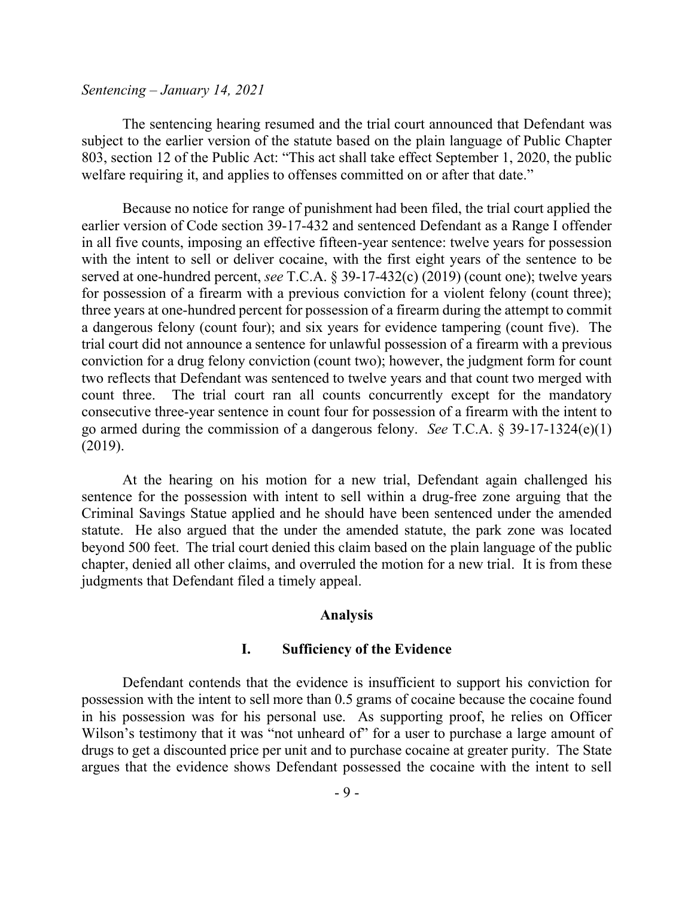*Sentencing – January 14, 2021*

The sentencing hearing resumed and the trial court announced that Defendant was subject to the earlier version of the statute based on the plain language of Public Chapter 803, section 12 of the Public Act: "This act shall take effect September 1, 2020, the public welfare requiring it, and applies to offenses committed on or after that date."

Because no notice for range of punishment had been filed, the trial court applied the earlier version of Code section 39-17-432 and sentenced Defendant as a Range I offender in all five counts, imposing an effective fifteen-year sentence: twelve years for possession with the intent to sell or deliver cocaine, with the first eight years of the sentence to be served at one-hundred percent, *see* T.C.A. § 39-17-432(c) (2019) (count one); twelve years for possession of a firearm with a previous conviction for a violent felony (count three); three years at one-hundred percent for possession of a firearm during the attempt to commit a dangerous felony (count four); and six years for evidence tampering (count five). The trial court did not announce a sentence for unlawful possession of a firearm with a previous conviction for a drug felony conviction (count two); however, the judgment form for count two reflects that Defendant was sentenced to twelve years and that count two merged with count three. The trial court ran all counts concurrently except for the mandatory consecutive three-year sentence in count four for possession of a firearm with the intent to go armed during the commission of a dangerous felony. *See* T.C.A. § 39-17-1324(e)(1) (2019).

At the hearing on his motion for a new trial, Defendant again challenged his sentence for the possession with intent to sell within a drug-free zone arguing that the Criminal Savings Statue applied and he should have been sentenced under the amended statute. He also argued that the under the amended statute, the park zone was located beyond 500 feet. The trial court denied this claim based on the plain language of the public chapter, denied all other claims, and overruled the motion for a new trial. It is from these judgments that Defendant filed a timely appeal.

## Analysis

### I. Sufficiency of the Evidence

Defendant contends that the evidence is insufficient to support his conviction for possession with the intent to sell more than 0.5 grams of cocaine because the cocaine found in his possession was for his personal use. As supporting proof, he relies on Officer Wilson's testimony that it was "not unheard of" for a user to purchase a large amount of drugs to get a discounted price per unit and to purchase cocaine at greater purity. The State argues that the evidence shows Defendant possessed the cocaine with the intent to sell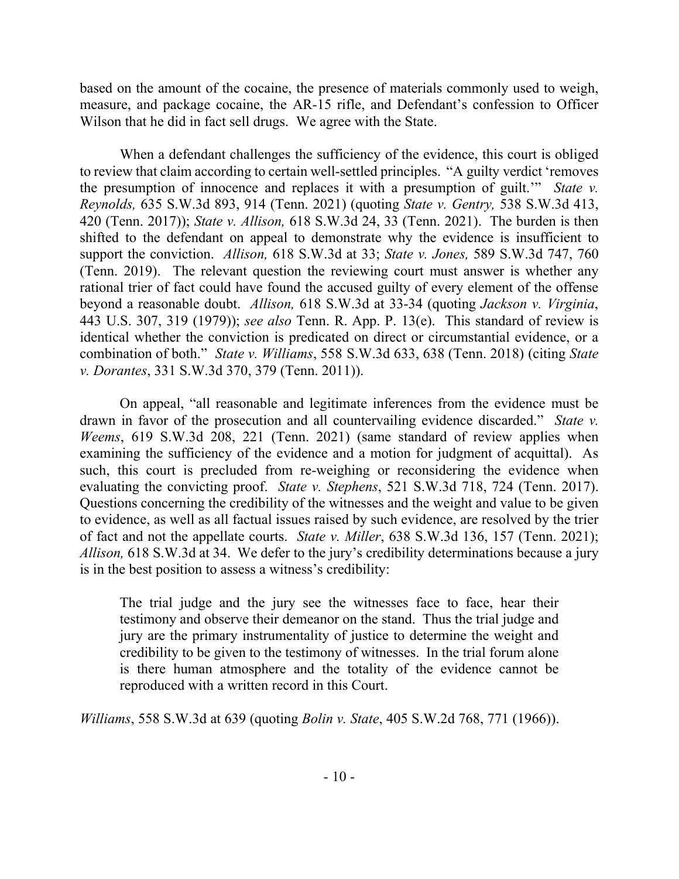based on the amount of the cocaine, the presence of materials commonly used to weigh, measure, and package cocaine, the AR-15 rifle, and Defendant's confession to Officer Wilson that he did in fact sell drugs. We agree with the State.

When a defendant challenges the sufficiency of the evidence, this court is obliged to review that claim according to certain well-settled principles. "A guilty verdict 'removes the presumption of innocence and replaces it with a presumption of guilt.'" *State v. Reynolds,* 635 S.W.3d 893, 914 (Tenn. 2021) (quoting *State v. Gentry,* 538 S.W.3d 413, 420 (Tenn. 2017)); *State v. Allison,* 618 S.W.3d 24, 33 (Tenn. 2021). The burden is then shifted to the defendant on appeal to demonstrate why the evidence is insufficient to support the conviction. *Allison,* 618 S.W.3d at 33; *State v. Jones,* 589 S.W.3d 747, 760 (Tenn. 2019). The relevant question the reviewing court must answer is whether any rational trier of fact could have found the accused guilty of every element of the offense beyond a reasonable doubt. *Allison,* 618 S.W.3d at 33-34 (quoting *Jackson v. Virginia*, 443 U.S. 307, 319 (1979)); *see also* Tenn. R. App. P. 13(e). This standard of review is identical whether the conviction is predicated on direct or circumstantial evidence, or a combination of both." *State v. Williams*, 558 S.W.3d 633, 638 (Tenn. 2018) (citing *State v. Dorantes*, 331 S.W.3d 370, 379 (Tenn. 2011)).

On appeal, "all reasonable and legitimate inferences from the evidence must be drawn in favor of the prosecution and all countervailing evidence discarded." *State v. Weems*, 619 S.W.3d 208, 221 (Tenn. 2021) (same standard of review applies when examining the sufficiency of the evidence and a motion for judgment of acquittal). As such, this court is precluded from re-weighing or reconsidering the evidence when evaluating the convicting proof. *State v. Stephens*, 521 S.W.3d 718, 724 (Tenn. 2017). Questions concerning the credibility of the witnesses and the weight and value to be given to evidence, as well as all factual issues raised by such evidence, are resolved by the trier of fact and not the appellate courts. *State v. Miller*, 638 S.W.3d 136, 157 (Tenn. 2021); *Allison,* 618 S.W.3d at 34. We defer to the jury's credibility determinations because a jury is in the best position to assess a witness's credibility:

> The trial judge and the jury see the witnesses face to face, hear their testimony and observe their demeanor on the stand. Thus the trial judge and jury are the primary instrumentality of justice to determine the weight and credibility to be given to the testimony of witnesses. In the trial forum alone is there human atmosphere and the totality of the evidence cannot be reproduced with a written record in this Court.

*Williams*, 558 S.W.3d at 639 (quoting *Bolin v. State*, 405 S.W.2d 768, 771 (1966)).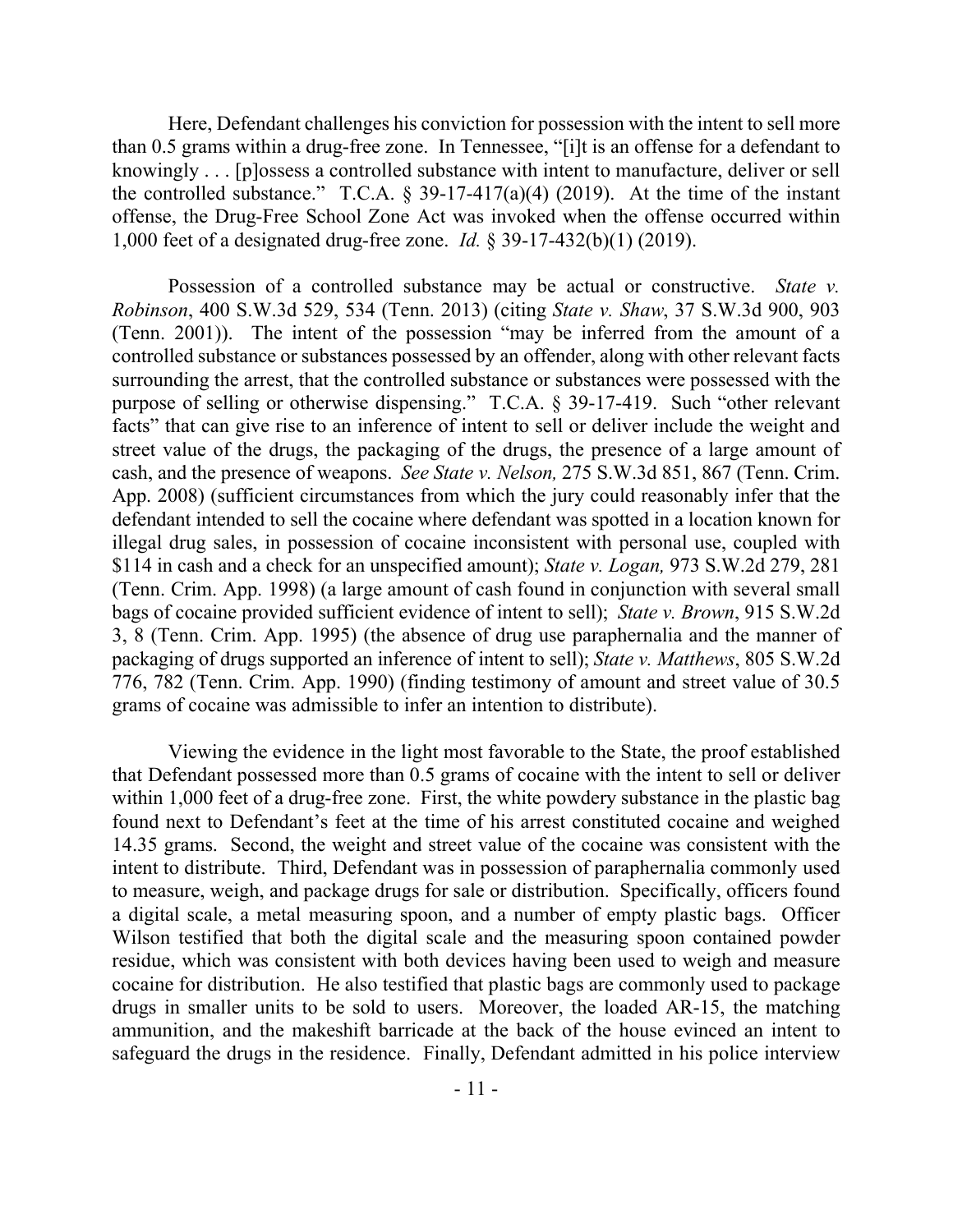Here, Defendant challenges his conviction for possession with the intent to sell more than 0.5 grams within a drug-free zone. In Tennessee, "[i]t is an offense for a defendant to knowingly . . . [p]ossess a controlled substance with intent to manufacture, deliver or sell the controlled substance." T.C.A. § 39-17-417(a)(4) (2019). At the time of the instant offense, the Drug-Free School Zone Act was invoked when the offense occurred within 1,000 feet of a designated drug-free zone. *Id.* § 39-17-432(b)(1) (2019).

Possession of a controlled substance may be actual or constructive. *State v. Robinson*, 400 S.W.3d 529, 534 (Tenn. 2013) (citing *State v. Shaw*, 37 S.W.3d 900, 903 (Tenn. 2001)). The intent of the possession "may be inferred from the amount of a controlled substance or substances possessed by an offender, along with other relevant facts surrounding the arrest, that the controlled substance or substances were possessed with the purpose of selling or otherwise dispensing." T.C.A. § 39-17-419. Such "other relevant facts" that can give rise to an inference of intent to sell or deliver include the weight and street value of the drugs, the packaging of the drugs, the presence of a large amount of cash, and the presence of weapons. *See State v. Nelson,* 275 S.W.3d 851, 867 (Tenn. Crim. App. 2008) (sufficient circumstances from which the jury could reasonably infer that the defendant intended to sell the cocaine where defendant was spotted in a location known for illegal drug sales, in possession of cocaine inconsistent with personal use, coupled with $114 in cash and a check for an unspecified amount); *State v. Logan,* 973 S.W.2d 279, 281 (Tenn. Crim. App. 1998) (a large amount of cash found in conjunction with several small bags of cocaine provided sufficient evidence of intent to sell); *State v. Brown*, 915 S.W.2d 3, 8 (Tenn. Crim. App. 1995) (the absence of drug use paraphernalia and the manner of packaging of drugs supported an inference of intent to sell); *State v. Matthews*, 805 S.W.2d 776, 782 (Tenn. Crim. App. 1990) (finding testimony of amount and street value of 30.5 grams of cocaine was admissible to infer an intention to distribute).

Viewing the evidence in the light most favorable to the State, the proof established that Defendant possessed more than 0.5 grams of cocaine with the intent to sell or deliver within 1,000 feet of a drug-free zone. First, the white powdery substance in the plastic bag found next to Defendant's feet at the time of his arrest constituted cocaine and weighed 14.35 grams. Second, the weight and street value of the cocaine was consistent with the intent to distribute. Third, Defendant was in possession of paraphernalia commonly used to measure, weigh, and package drugs for sale or distribution. Specifically, officers found a digital scale, a metal measuring spoon, and a number of empty plastic bags. Officer Wilson testified that both the digital scale and the measuring spoon contained powder residue, which was consistent with both devices having been used to weigh and measure cocaine for distribution. He also testified that plastic bags are commonly used to package drugs in smaller units to be sold to users. Moreover, the loaded AR-15, the matching ammunition, and the makeshift barricade at the back of the house evinced an intent to safeguard the drugs in the residence. Finally, Defendant admitted in his police interview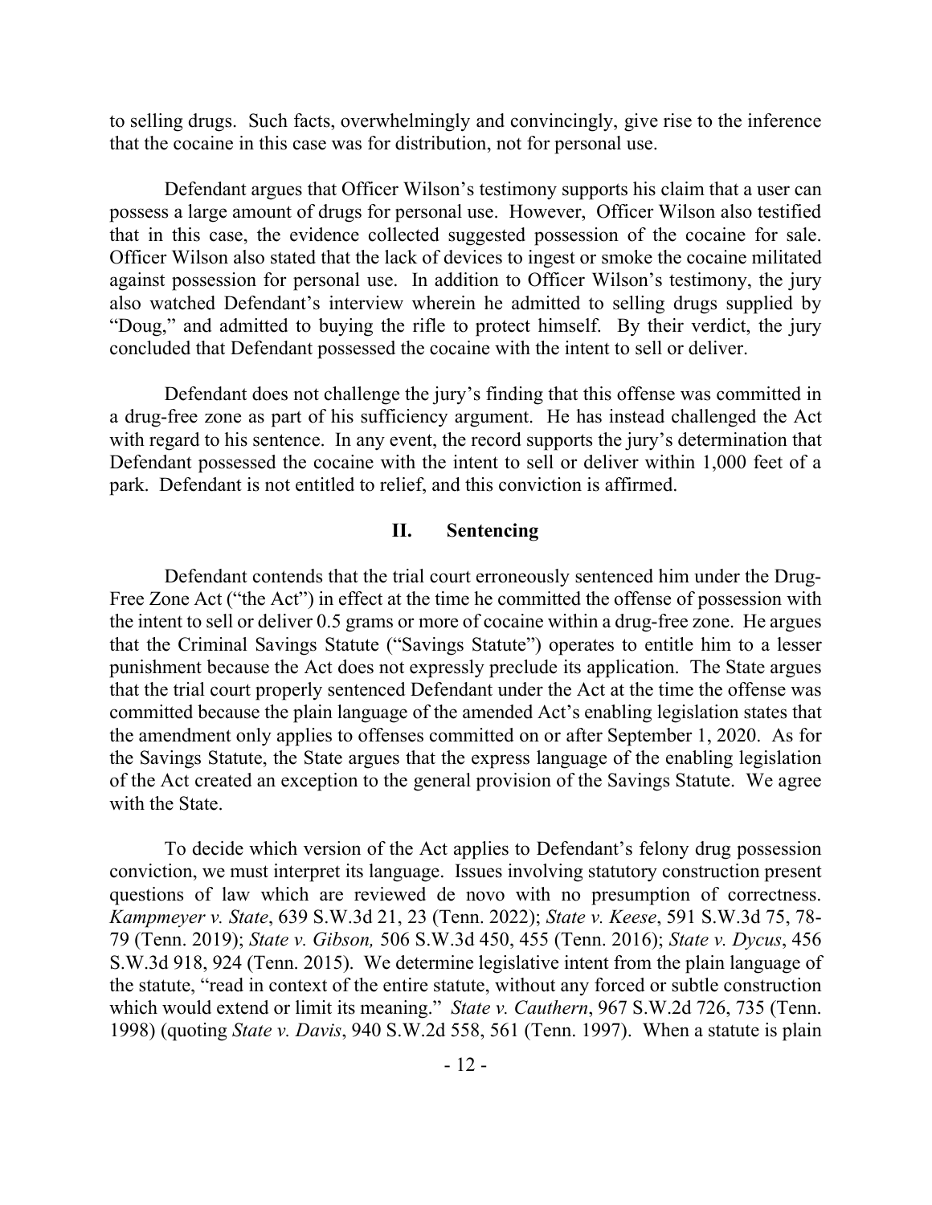to selling drugs. Such facts, overwhelmingly and convincingly, give rise to the inference that the cocaine in this case was for distribution, not for personal use.

Defendant argues that Officer Wilson's testimony supports his claim that a user can possess a large amount of drugs for personal use. However, Officer Wilson also testified that in this case, the evidence collected suggested possession of the cocaine for sale. Officer Wilson also stated that the lack of devices to ingest or smoke the cocaine militated against possession for personal use. In addition to Officer Wilson's testimony, the jury also watched Defendant's interview wherein he admitted to selling drugs supplied by "Doug," and admitted to buying the rifle to protect himself. By their verdict, the jury concluded that Defendant possessed the cocaine with the intent to sell or deliver.

Defendant does not challenge the jury's finding that this offense was committed in a drug-free zone as part of his sufficiency argument. He has instead challenged the Act with regard to his sentence. In any event, the record supports the jury's determination that Defendant possessed the cocaine with the intent to sell or deliver within 1,000 feet of a park. Defendant is not entitled to relief, and this conviction is affirmed.

## II. Sentencing

Defendant contends that the trial court erroneously sentenced him under the Drug-Free Zone Act ("the Act") in effect at the time he committed the offense of possession with the intent to sell or deliver 0.5 grams or more of cocaine within a drug-free zone. He argues that the Criminal Savings Statute ("Savings Statute") operates to entitle him to a lesser punishment because the Act does not expressly preclude its application. The State argues that the trial court properly sentenced Defendant under the Act at the time the offense was committed because the plain language of the amended Act's enabling legislation states that the amendment only applies to offenses committed on or after September 1, 2020. As for the Savings Statute, the State argues that the express language of the enabling legislation of the Act created an exception to the general provision of the Savings Statute. We agree with the State.

To decide which version of the Act applies to Defendant's felony drug possession conviction, we must interpret its language. Issues involving statutory construction present questions of law which are reviewed de novo with no presumption of correctness. *Kampmeyer v. State*, 639 S.W.3d 21, 23 (Tenn. 2022); *State v. Keese*, 591 S.W.3d 75, 78-79 (Tenn. 2019); *State v. Gibson,* 506 S.W.3d 450, 455 (Tenn. 2016); *State v. Dycus*, 456 S.W.3d 918, 924 (Tenn. 2015). We determine legislative intent from the plain language of the statute, "read in context of the entire statute, without any forced or subtle construction which would extend or limit its meaning." *State v. Cauthern*, 967 S.W.2d 726, 735 (Tenn. 1998) (quoting *State v. Davis*, 940 S.W.2d 558, 561 (Tenn. 1997). When a statute is plain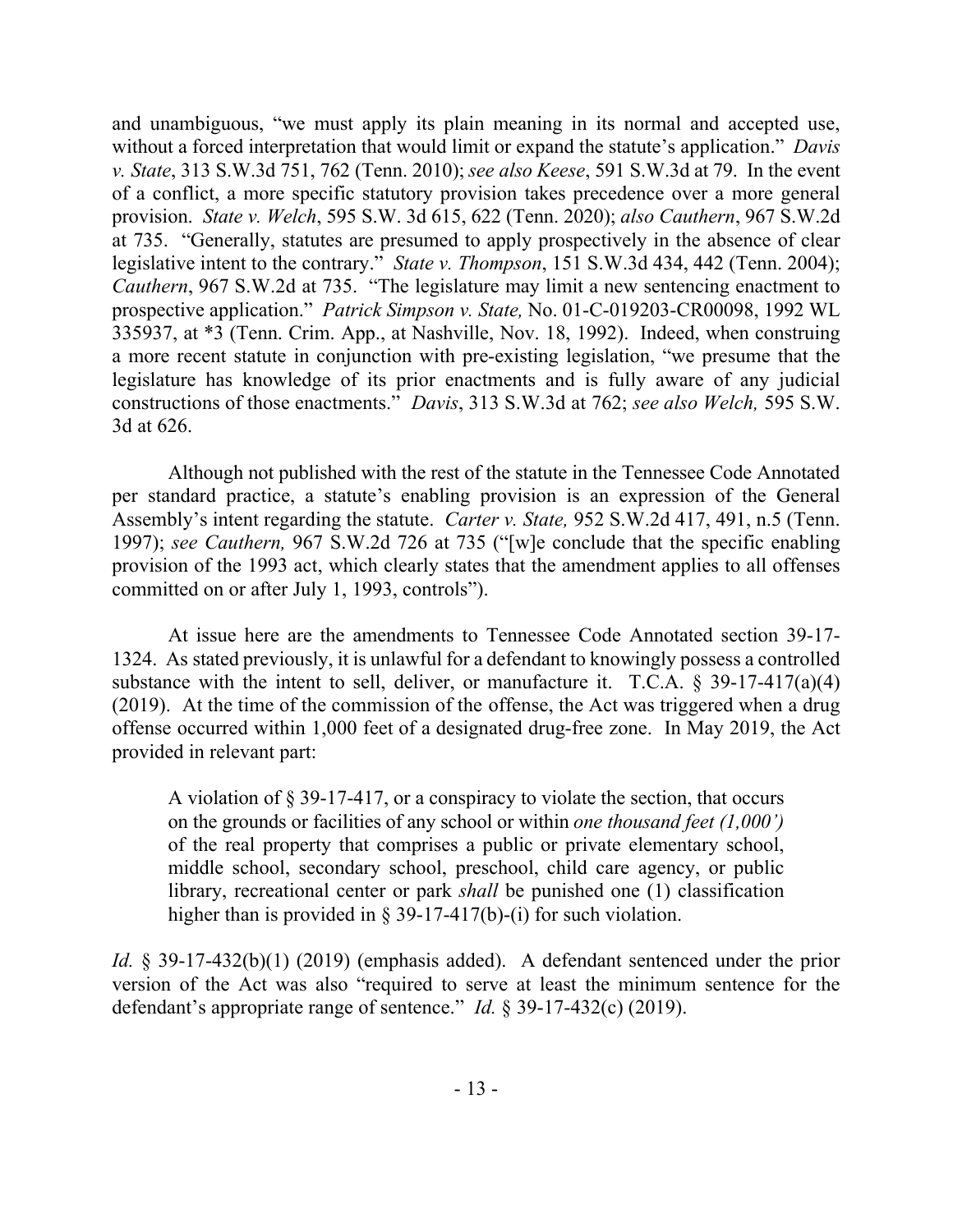and unambiguous, "we must apply its plain meaning in its normal and accepted use, without a forced interpretation that would limit or expand the statute's application." *Davis v. State*, 313 S.W.3d 751, 762 (Tenn. 2010); *see also Keese*, 591 S.W.3d at 79. In the event of a conflict, a more specific statutory provision takes precedence over a more general provision. *State v. Welch*, 595 S.W. 3d 615, 622 (Tenn. 2020); *also Cauthern*, 967 S.W.2d at 735. "Generally, statutes are presumed to apply prospectively in the absence of clear legislative intent to the contrary." *State v. Thompson*, 151 S.W.3d 434, 442 (Tenn. 2004); *Cauthern*, 967 S.W.2d at 735. "The legislature may limit a new sentencing enactment to prospective application." *Patrick Simpson v. State,* No. 01-C-019203-CR00098, 1992 WL 335937, at *3 (Tenn. Crim. App., at Nashville, Nov. 18, 1992). Indeed, when construing a more recent statute in conjunction with pre-existing legislation, "we presume that the legislature has knowledge of its prior enactments and is fully aware of any judicial constructions of those enactments." *Davis*, 313 S.W.3d at 762; *see also Welch,* 595 S.W. 3d at 626.

Although not published with the rest of the statute in the Tennessee Code Annotated per standard practice, a statute's enabling provision is an expression of the General Assembly's intent regarding the statute. *Carter v. State,* 952 S.W.2d 417, 491, n.5 (Tenn. 1997); *see Cauthern,* 967 S.W.2d 726 at 735 ("[w]e conclude that the specific enabling provision of the 1993 act, which clearly states that the amendment applies to all offenses committed on or after July 1, 1993, controls").

At issue here are the amendments to Tennessee Code Annotated section 39-17-1324. As stated previously, it is unlawful for a defendant to knowingly possess a controlled substance with the intent to sell, deliver, or manufacture it. T.C.A. § 39-17-417(a)(4) (2019). At the time of the commission of the offense, the Act was triggered when a drug offense occurred within 1,000 feet of a designated drug-free zone. In May 2019, the Act provided in relevant part:

> A violation of § 39-17-417, or a conspiracy to violate the section, that occurs on the grounds or facilities of any school or within *one thousand feet (1,000')* of the real property that comprises a public or private elementary school, middle school, secondary school, preschool, child care agency, or public library, recreational center or park *shall* be punished one (1) classification higher than is provided in § 39-17-417(b)-(i) for such violation.

*Id.* § 39-17-432(b)(1) (2019) (emphasis added). A defendant sentenced under the prior version of the Act was also "required to serve at least the minimum sentence for the defendant's appropriate range of sentence." *Id.* § 39-17-432(c) (2019).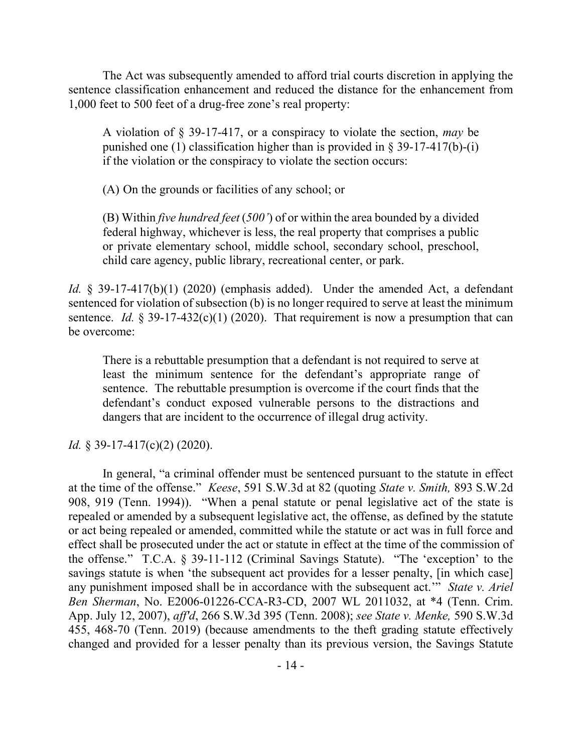The Act was subsequently amended to afford trial courts discretion in applying the sentence classification enhancement and reduced the distance for the enhancement from 1,000 feet to 500 feet of a drug-free zone's real property:

> A violation of § 39-17-417, or a conspiracy to violate the section, *may* be punished one (1) classification higher than is provided in § 39-17-417(b)-(i) if the violation or the conspiracy to violate the section occurs:
>
> (A) On the grounds or facilities of any school; or
>
> (B) Within *five hundred feet* (*500'*) of or within the area bounded by a divided federal highway, whichever is less, the real property that comprises a public or private elementary school, middle school, secondary school, preschool, child care agency, public library, recreational center, or park.

*Id.* § 39-17-417(b)(1) (2020) (emphasis added). Under the amended Act, a defendant sentenced for violation of subsection (b) is no longer required to serve at least the minimum sentence. *Id.* § 39-17-432(c)(1) (2020). That requirement is now a presumption that can be overcome:

> There is a rebuttable presumption that a defendant is not required to serve at least the minimum sentence for the defendant's appropriate range of sentence. The rebuttable presumption is overcome if the court finds that the defendant's conduct exposed vulnerable persons to the distractions and dangers that are incident to the occurrence of illegal drug activity.

*Id.* § 39-17-417(c)(2) (2020).

In general, "a criminal offender must be sentenced pursuant to the statute in effect at the time of the offense." *Keese*, 591 S.W.3d at 82 (quoting *State v. Smith,* 893 S.W.2d 908, 919 (Tenn. 1994)). "When a penal statute or penal legislative act of the state is repealed or amended by a subsequent legislative act, the offense, as defined by the statute or act being repealed or amended, committed while the statute or act was in full force and effect shall be prosecuted under the act or statute in effect at the time of the commission of the offense." T.C.A. § 39-11-112 (Criminal Savings Statute). "The 'exception' to the savings statute is when 'the subsequent act provides for a lesser penalty, [in which case] any punishment imposed shall be in accordance with the subsequent act.'" *State v. Ariel Ben Sherman*, No. E2006-01226-CCA-R3-CD, 2007 WL 2011032, at *4 (Tenn. Crim. App. July 12, 2007), *aff'd*, 266 S.W.3d 395 (Tenn. 2008); *see State v. Menke,* 590 S.W.3d 455, 468-70 (Tenn. 2019) (because amendments to the theft grading statute effectively changed and provided for a lesser penalty than its previous version, the Savings Statute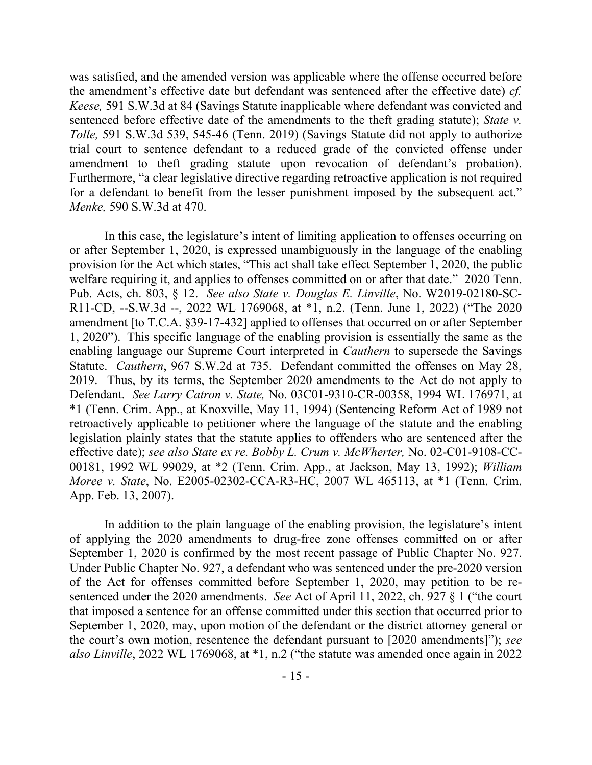was satisfied, and the amended version was applicable where the offense occurred before the amendment's effective date but defendant was sentenced after the effective date) *cf. Keese,* 591 S.W.3d at 84 (Savings Statute inapplicable where defendant was convicted and sentenced before effective date of the amendments to the theft grading statute); *State v. Tolle,* 591 S.W.3d 539, 545-46 (Tenn. 2019) (Savings Statute did not apply to authorize trial court to sentence defendant to a reduced grade of the convicted offense under amendment to theft grading statute upon revocation of defendant's probation). Furthermore, "a clear legislative directive regarding retroactive application is not required for a defendant to benefit from the lesser punishment imposed by the subsequent act." *Menke,* 590 S.W.3d at 470.

In this case, the legislature's intent of limiting application to offenses occurring on or after September 1, 2020, is expressed unambiguously in the language of the enabling provision for the Act which states, "This act shall take effect September 1, 2020, the public welfare requiring it, and applies to offenses committed on or after that date." 2020 Tenn. Pub. Acts, ch. 803, § 12. *See also State v. Douglas E. Linville*, No. W2019-02180-SC-R11-CD, --S.W.3d --, 2022 WL 1769068, at *1, n.2. (Tenn. June 1, 2022) ("The 2020 amendment [to T.C.A. §39-17-432] applied to offenses that occurred on or after September 1, 2020"). This specific language of the enabling provision is essentially the same as the enabling language our Supreme Court interpreted in *Cauthern* to supersede the Savings Statute. *Cauthern*, 967 S.W.2d at 735. Defendant committed the offenses on May 28, 2019. Thus, by its terms, the September 2020 amendments to the Act do not apply to Defendant. *See Larry Catron v. State,* No. 03C01-9310-CR-00358, 1994 WL 176971, at *1 (Tenn. Crim. App., at Knoxville, May 11, 1994) (Sentencing Reform Act of 1989 not retroactively applicable to petitioner where the language of the statute and the enabling legislation plainly states that the statute applies to offenders who are sentenced after the effective date); *see also State ex rel. Bobby L. Crum v. McWherter,* No. 02-C01-9108-CC-00181, 1992 WL 99029, at *2 (Tenn. Crim. App., at Jackson, May 13, 1992); *William Moree v. State*, No. E2005-02302-CCA-R3-HC, 2007 WL 465113, at *1 (Tenn. Crim. App. Feb. 13, 2007).

In addition to the plain language of the enabling provision, the legislature's intent of applying the 2020 amendments to drug-free zone offenses committed on or after September 1, 2020 is confirmed by the most recent passage of Public Chapter No. 927. Under Public Chapter No. 927, a defendant who was sentenced under the pre-2020 version of the Act for offenses committed before September 1, 2020, may petition to be re-sentenced under the 2020 amendments. *See* Act of April 11, 2022, ch. 927 § 1 ("the court that imposed a sentence for an offense committed under this section that occurred prior to September 1, 2020, may, upon motion of the defendant or the district attorney general or the court's own motion, resentence the defendant pursuant to [2020 amendments]"); *see also Linville*, 2022 WL 1769068, at *1, n.2 ("the statute was amended once again in 2022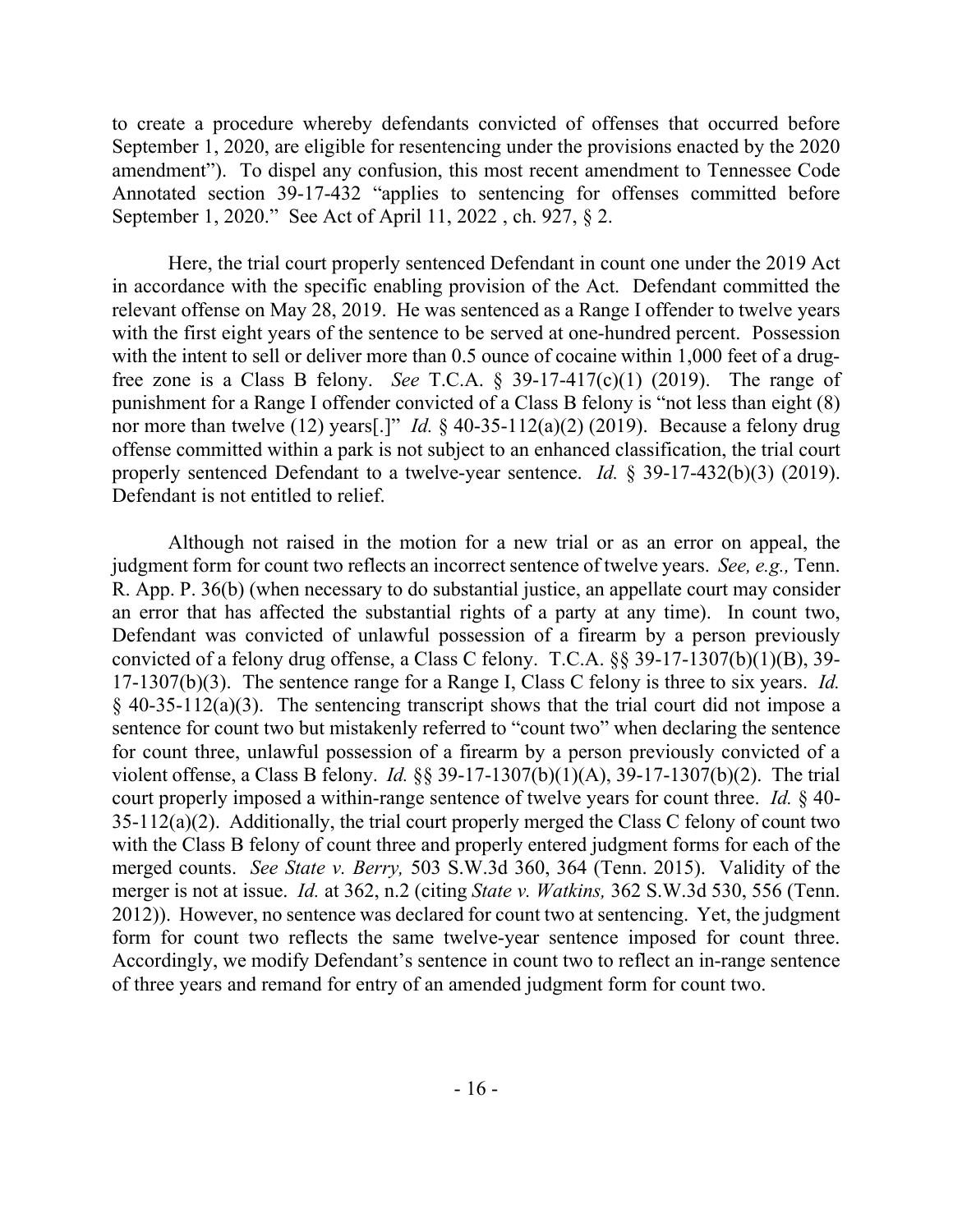to create a procedure whereby defendants convicted of offenses that occurred before September 1, 2020, are eligible for resentencing under the provisions enacted by the 2020 amendment"). To dispel any confusion, this most recent amendment to Tennessee Code Annotated section 39-17-432 "applies to sentencing for offenses committed before September 1, 2020." See Act of April 11, 2022 , ch. 927, § 2.

Here, the trial court properly sentenced Defendant in count one under the 2019 Act in accordance with the specific enabling provision of the Act. Defendant committed the relevant offense on May 28, 2019. He was sentenced as a Range I offender to twelve years with the first eight years of the sentence to be served at one-hundred percent. Possession with the intent to sell or deliver more than 0.5 ounce of cocaine within 1,000 feet of a drug-free zone is a Class B felony. *See* T.C.A. § 39-17-417(c)(1) (2019). The range of punishment for a Range I offender convicted of a Class B felony is "not less than eight (8) nor more than twelve (12) years[.]" *Id.* § 40-35-112(a)(2) (2019). Because a felony drug offense committed within a park is not subject to an enhanced classification, the trial court properly sentenced Defendant to a twelve-year sentence. *Id.* § 39-17-432(b)(3) (2019). Defendant is not entitled to relief.

Although not raised in the motion for a new trial or as an error on appeal, the judgment form for count two reflects an incorrect sentence of twelve years. *See, e.g.,* Tenn. R. App. P. 36(b) (when necessary to do substantial justice, an appellate court may consider an error that has affected the substantial rights of a party at any time). In count two, Defendant was convicted of unlawful possession of a firearm by a person previously convicted of a felony drug offense, a Class C felony. T.C.A. §§ 39-17-1307(b)(1)(B), 39-17-1307(b)(3). The sentence range for a Range I, Class C felony is three to six years. *Id.* § 40-35-112(a)(3). The sentencing transcript shows that the trial court did not impose a sentence for count two but mistakenly referred to "count two" when declaring the sentence for count three, unlawful possession of a firearm by a person previously convicted of a violent offense, a Class B felony. *Id.* §§ 39-17-1307(b)(1)(A), 39-17-1307(b)(2). The trial court properly imposed a within-range sentence of twelve years for count three. *Id.* § 40-35-112(a)(2). Additionally, the trial court properly merged the Class C felony of count two with the Class B felony of count three and properly entered judgment forms for each of the merged counts. *See State v. Berry,* 503 S.W.3d 360, 364 (Tenn. 2015). Validity of the merger is not at issue. *Id.* at 362, n.2 (citing *State v. Watkins,* 362 S.W.3d 530, 556 (Tenn. 2012)). However, no sentence was declared for count two at sentencing. Yet, the judgment form for count two reflects the same twelve-year sentence imposed for count three. Accordingly, we modify Defendant's sentence in count two to reflect an in-range sentence of three years and remand for entry of an amended judgment form for count two.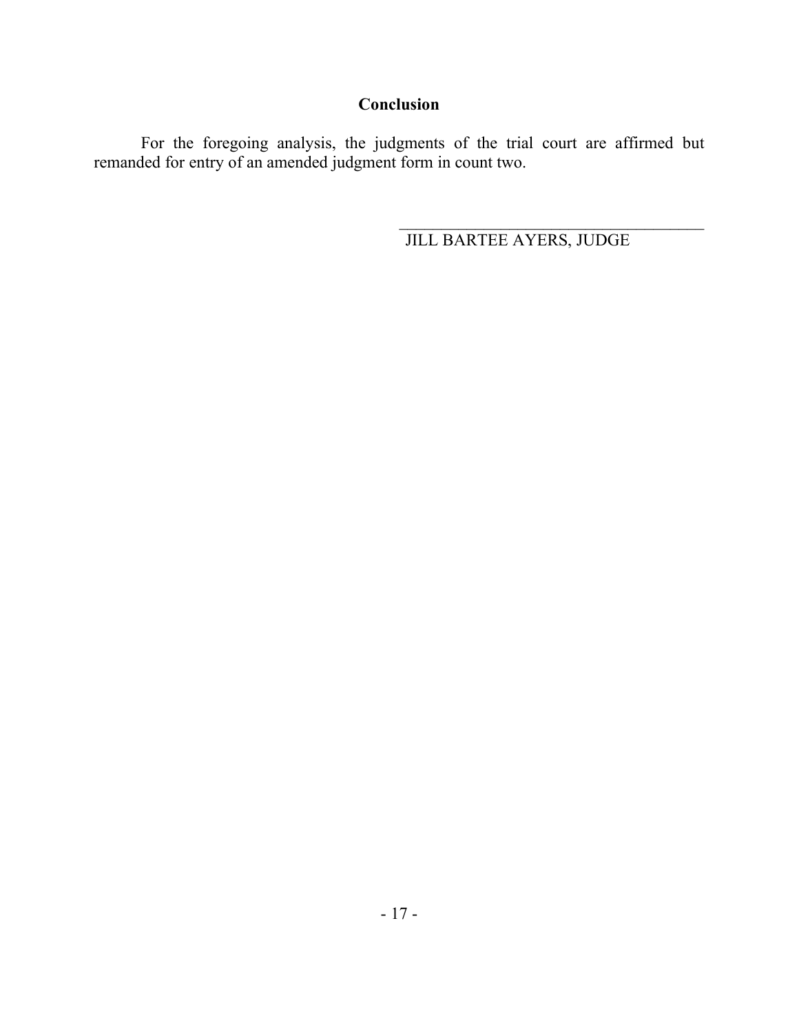## Conclusion

For the foregoing analysis, the judgments of the trial court are affirmed but remanded for entry of an amended judgment form in count two.

\_\_\_\_\_\_\_\_\_\_\_\_\_\_\_\_\_\_\_\_\_\_\_\_\_\_\_\_\_\_\_\_\_\_\_\_\_\_\_\_

JILL BARTEE AYERS, JUDGE